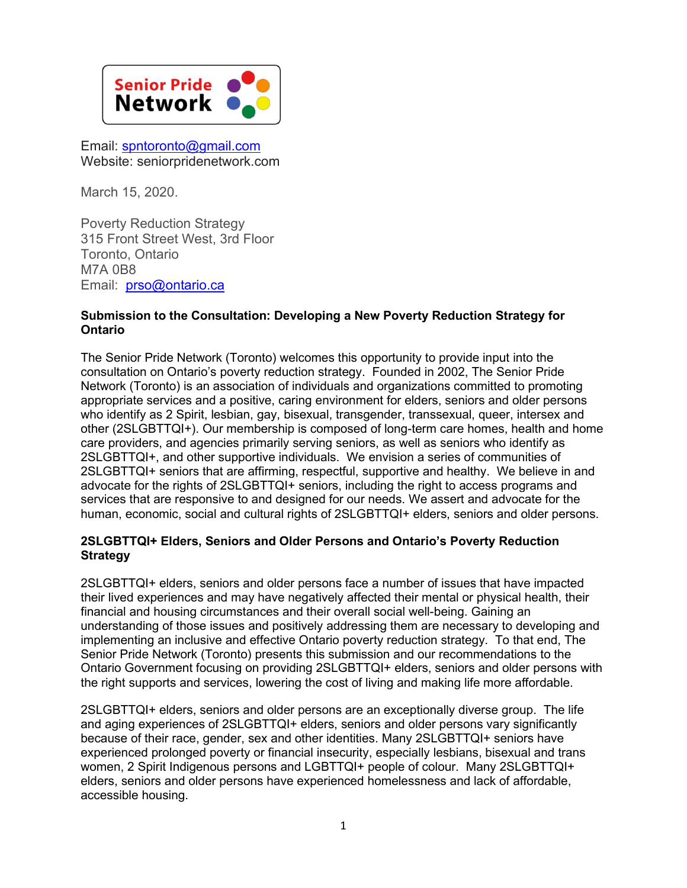**Senior Pride Network**

Email: spntoronto@gmail.com
Website: seniorpridenetwork.com

March 15, 2020.

Poverty Reduction Strategy
315 Front Street West, 3rd Floor
Toronto, Ontario
M7A 0B8
Email: prso@ontario.ca

**Submission to the Consultation: Developing a New Poverty Reduction Strategy for Ontario**

The Senior Pride Network (Toronto) welcomes this opportunity to provide input into the consultation on Ontario's poverty reduction strategy. Founded in 2002, The Senior Pride Network (Toronto) is an association of individuals and organizations committed to promoting appropriate services and a positive, caring environment for elders, seniors and older persons who identify as 2 Spirit, lesbian, gay, bisexual, transgender, transsexual, queer, intersex and other (2SLGBTTQI+). Our membership is composed of long-term care homes, health and home care providers, and agencies primarily serving seniors, as well as seniors who identify as 2SLGBTTQI+, and other supportive individuals. We envision a series of communities of 2SLGBTTQI+ seniors that are affirming, respectful, supportive and healthy. We believe in and advocate for the rights of 2SLGBTTQI+ seniors, including the right to access programs and services that are responsive to and designed for our needs. We assert and advocate for the human, economic, social and cultural rights of 2SLGBTTQI+ elders, seniors and older persons.

**2SLGBTTQI+ Elders, Seniors and Older Persons and Ontario's Poverty Reduction Strategy**

2SLGBTTQI+ elders, seniors and older persons face a number of issues that have impacted their lived experiences and may have negatively affected their mental or physical health, their financial and housing circumstances and their overall social well-being. Gaining an understanding of those issues and positively addressing them are necessary to developing and implementing an inclusive and effective Ontario poverty reduction strategy. To that end, The Senior Pride Network (Toronto) presents this submission and our recommendations to the Ontario Government focusing on providing 2SLGBTTQI+ elders, seniors and older persons with the right supports and services, lowering the cost of living and making life more affordable.

2SLGBTTQI+ elders, seniors and older persons are an exceptionally diverse group. The life and aging experiences of 2SLGBTTQI+ elders, seniors and older persons vary significantly because of their race, gender, sex and other identities. Many 2SLGBTTQI+ seniors have experienced prolonged poverty or financial insecurity, especially lesbians, bisexual and trans women, 2 Spirit Indigenous persons and LGBTTQI+ people of colour. Many 2SLGBTTQI+ elders, seniors and older persons have experienced homelessness and lack of affordable, accessible housing.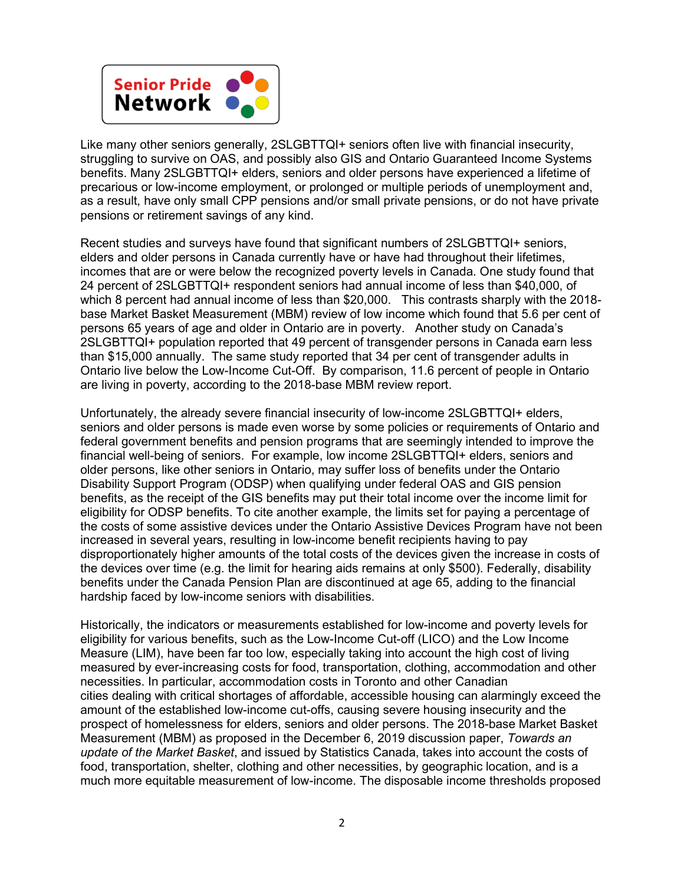Like many other seniors generally, 2SLGBTTQI+ seniors often live with financial insecurity, struggling to survive on OAS, and possibly also GIS and Ontario Guaranteed Income Systems benefits. Many 2SLGBTTQI+ elders, seniors and older persons have experienced a lifetime of precarious or low-income employment, or prolonged or multiple periods of unemployment and, as a result, have only small CPP pensions and/or small private pensions, or do not have private pensions or retirement savings of any kind.

Recent studies and surveys have found that significant numbers of 2SLGBTTQI+ seniors, elders and older persons in Canada currently have or have had throughout their lifetimes, incomes that are or were below the recognized poverty levels in Canada. One study found that 24 percent of 2SLGBTTQI+ respondent seniors had annual income of less than $40,000, of which 8 percent had annual income of less than $20,000. This contrasts sharply with the 2018-base Market Basket Measurement (MBM) review of low income which found that 5.6 per cent of persons 65 years of age and older in Ontario are in poverty. Another study on Canada's 2SLGBTTQI+ population reported that 49 percent of transgender persons in Canada earn less than $15,000 annually. The same study reported that 34 per cent of transgender adults in Ontario live below the Low-Income Cut-Off. By comparison, 11.6 percent of people in Ontario are living in poverty, according to the 2018-base MBM review report.

Unfortunately, the already severe financial insecurity of low-income 2SLGBTTQI+ elders, seniors and older persons is made even worse by some policies or requirements of Ontario and federal government benefits and pension programs that are seemingly intended to improve the financial well-being of seniors. For example, low income 2SLGBTTQI+ elders, seniors and older persons, like other seniors in Ontario, may suffer loss of benefits under the Ontario Disability Support Program (ODSP) when qualifying under federal OAS and GIS pension benefits, as the receipt of the GIS benefits may put their total income over the income limit for eligibility for ODSP benefits. To cite another example, the limits set for paying a percentage of the costs of some assistive devices under the Ontario Assistive Devices Program have not been increased in several years, resulting in low-income benefit recipients having to pay disproportionately higher amounts of the total costs of the devices given the increase in costs of the devices over time (e.g. the limit for hearing aids remains at only $500). Federally, disability benefits under the Canada Pension Plan are discontinued at age 65, adding to the financial hardship faced by low-income seniors with disabilities.

Historically, the indicators or measurements established for low-income and poverty levels for eligibility for various benefits, such as the Low-Income Cut-off (LICO) and the Low Income Measure (LIM), have been far too low, especially taking into account the high cost of living measured by ever-increasing costs for food, transportation, clothing, accommodation and other necessities. In particular, accommodation costs in Toronto and other Canadian cities dealing with critical shortages of affordable, accessible housing can alarmingly exceed the amount of the established low-income cut-offs, causing severe housing insecurity and the prospect of homelessness for elders, seniors and older persons. The 2018-base Market Basket Measurement (MBM) as proposed in the December 6, 2019 discussion paper, *Towards an update of the Market Basket*, and issued by Statistics Canada, takes into account the costs of food, transportation, shelter, clothing and other necessities, by geographic location, and is a much more equitable measurement of low-income. The disposable income thresholds proposed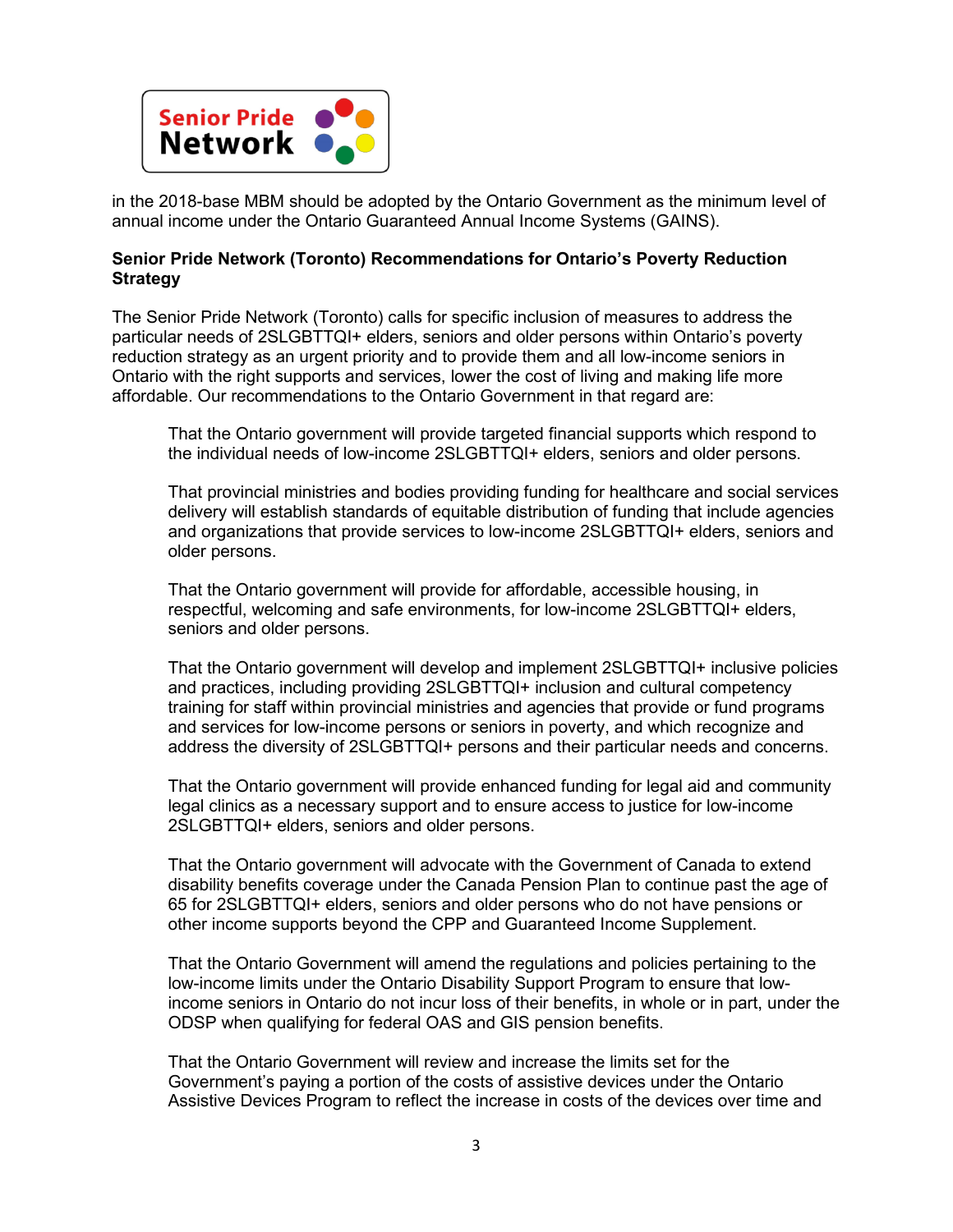in the 2018-base MBM should be adopted by the Ontario Government as the minimum level of annual income under the Ontario Guaranteed Annual Income Systems (GAINS).

**Senior Pride Network (Toronto) Recommendations for Ontario's Poverty Reduction Strategy**

The Senior Pride Network (Toronto) calls for specific inclusion of measures to address the particular needs of 2SLGBTTQI+ elders, seniors and older persons within Ontario's poverty reduction strategy as an urgent priority and to provide them and all low-income seniors in Ontario with the right supports and services, lower the cost of living and making life more affordable. Our recommendations to the Ontario Government in that regard are:

> That the Ontario government will provide targeted financial supports which respond to the individual needs of low-income 2SLGBTTQI+ elders, seniors and older persons.
>
> That provincial ministries and bodies providing funding for healthcare and social services delivery will establish standards of equitable distribution of funding that include agencies and organizations that provide services to low-income 2SLGBTTQI+ elders, seniors and older persons.
>
> That the Ontario government will provide for affordable, accessible housing, in respectful, welcoming and safe environments, for low-income 2SLGBTTQI+ elders, seniors and older persons.
>
> That the Ontario government will develop and implement 2SLGBTTQI+ inclusive policies and practices, including providing 2SLGBTTQI+ inclusion and cultural competency training for staff within provincial ministries and agencies that provide or fund programs and services for low-income persons or seniors in poverty, and which recognize and address the diversity of 2SLGBTTQI+ persons and their particular needs and concerns.
>
> That the Ontario government will provide enhanced funding for legal aid and community legal clinics as a necessary support and to ensure access to justice for low-income 2SLGBTTQI+ elders, seniors and older persons.
>
> That the Ontario government will advocate with the Government of Canada to extend disability benefits coverage under the Canada Pension Plan to continue past the age of 65 for 2SLGBTTQI+ elders, seniors and older persons who do not have pensions or other income supports beyond the CPP and Guaranteed Income Supplement.
>
> That the Ontario Government will amend the regulations and policies pertaining to the low-income limits under the Ontario Disability Support Program to ensure that low-income seniors in Ontario do not incur loss of their benefits, in whole or in part, under the ODSP when qualifying for federal OAS and GIS pension benefits.
>
> That the Ontario Government will review and increase the limits set for the Government's paying a portion of the costs of assistive devices under the Ontario Assistive Devices Program to reflect the increase in costs of the devices over time and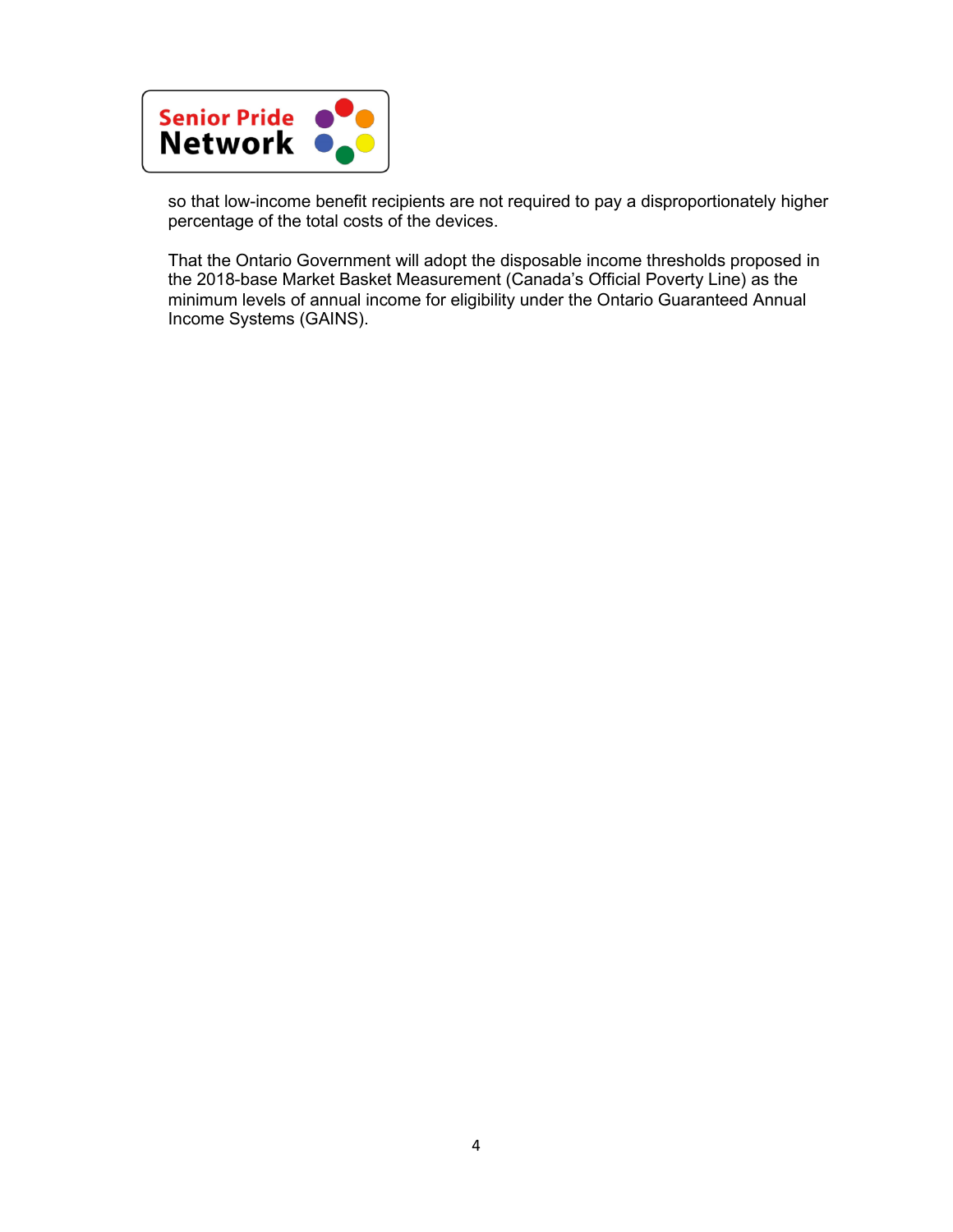so that low-income benefit recipients are not required to pay a disproportionately higher percentage of the total costs of the devices.

That the Ontario Government will adopt the disposable income thresholds proposed in the 2018-base Market Basket Measurement (Canada's Official Poverty Line) as the minimum levels of annual income for eligibility under the Ontario Guaranteed Annual Income Systems (GAINS).